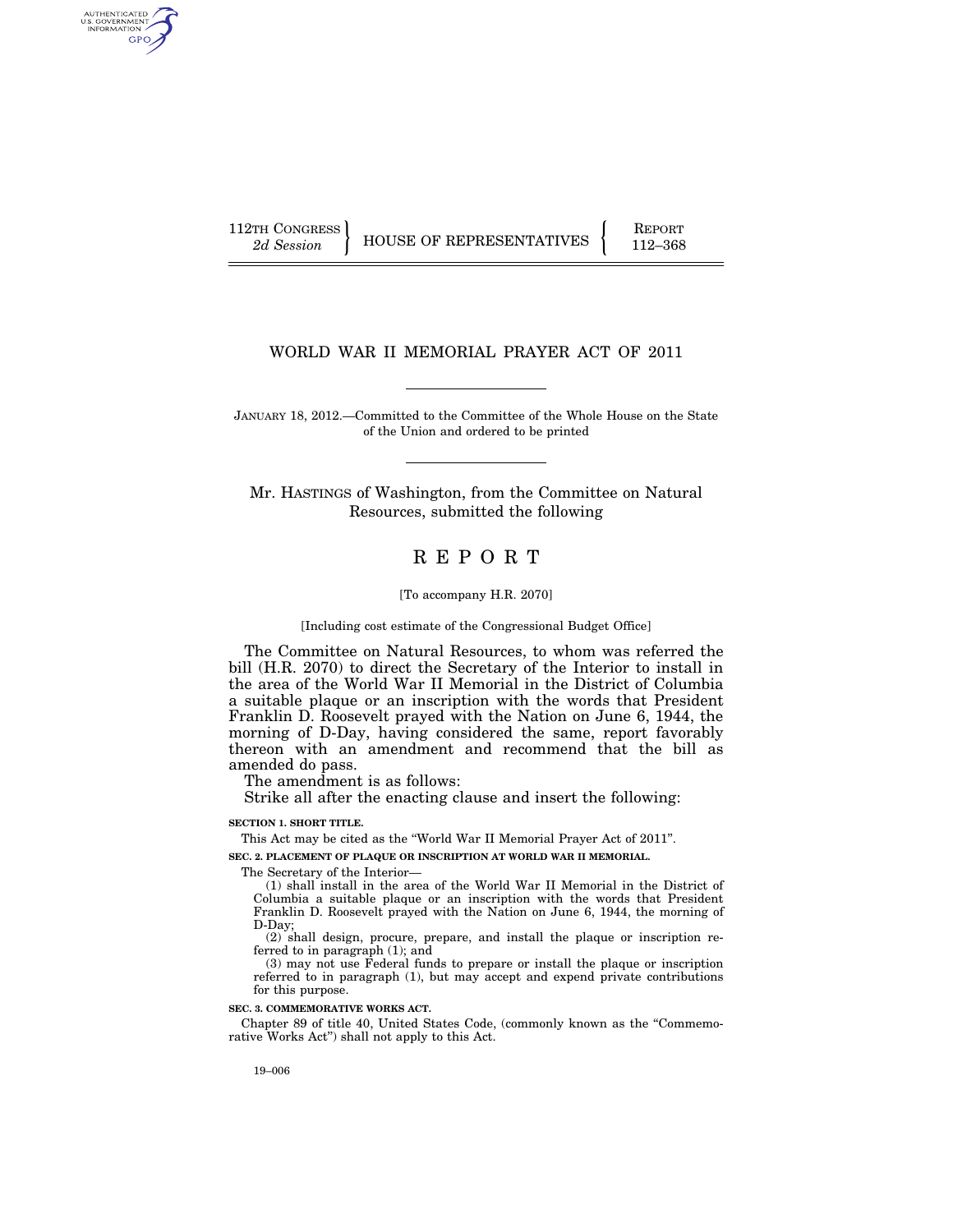112TH CONGRESS
*2d Session*

HOUSE OF REPRESENTATIVES

REPORT
112–368

# WORLD WAR II MEMORIAL PRAYER ACT OF 2011

JANUARY 18, 2012.—Committed to the Committee of the Whole House on the State of the Union and ordered to be printed

Mr. HASTINGS of Washington, from the Committee on Natural Resources, submitted the following

# R E P O R T

[To accompany H.R. 2070]

[Including cost estimate of the Congressional Budget Office]

The Committee on Natural Resources, to whom was referred the bill (H.R. 2070) to direct the Secretary of the Interior to install in the area of the World War II Memorial in the District of Columbia a suitable plaque or an inscription with the words that President Franklin D. Roosevelt prayed with the Nation on June 6, 1944, the morning of D-Day, having considered the same, report favorably thereon with an amendment and recommend that the bill as amended do pass.

The amendment is as follows:

Strike all after the enacting clause and insert the following:

**SECTION 1. SHORT TITLE.**

This Act may be cited as the "World War II Memorial Prayer Act of 2011".

**SEC. 2. PLACEMENT OF PLAQUE OR INSCRIPTION AT WORLD WAR II MEMORIAL.**

The Secretary of the Interior—

(1) shall install in the area of the World War II Memorial in the District of Columbia a suitable plaque or an inscription with the words that President Franklin D. Roosevelt prayed with the Nation on June 6, 1944, the morning of D-Day;

(2) shall design, procure, prepare, and install the plaque or inscription referred to in paragraph (1); and

(3) may not use Federal funds to prepare or install the plaque or inscription referred to in paragraph (1), but may accept and expend private contributions for this purpose.

**SEC. 3. COMMEMORATIVE WORKS ACT.**

Chapter 89 of title 40, United States Code, (commonly known as the "Commemorative Works Act") shall not apply to this Act.

19–006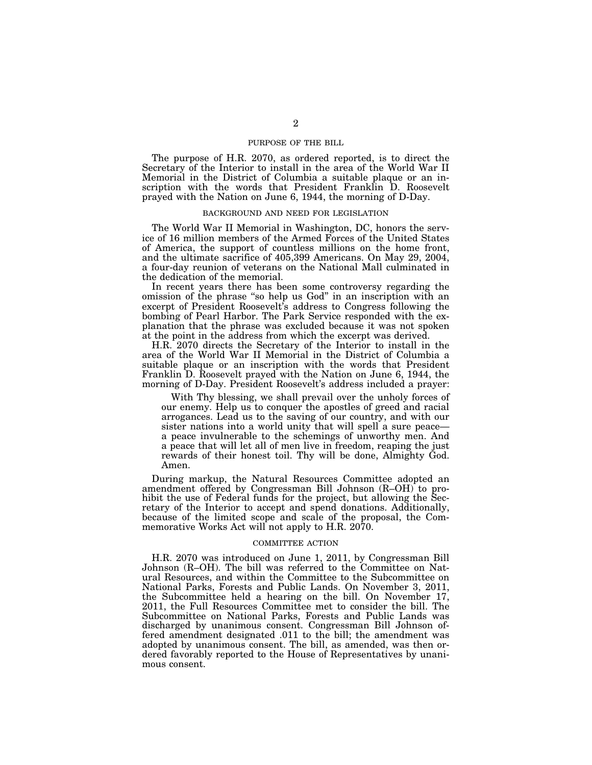## PURPOSE OF THE BILL

The purpose of H.R. 2070, as ordered reported, is to direct the Secretary of the Interior to install in the area of the World War II Memorial in the District of Columbia a suitable plaque or an inscription with the words that President Franklin D. Roosevelt prayed with the Nation on June 6, 1944, the morning of D-Day.

## BACKGROUND AND NEED FOR LEGISLATION

The World War II Memorial in Washington, DC, honors the service of 16 million members of the Armed Forces of the United States of America, the support of countless millions on the home front, and the ultimate sacrifice of 405,399 Americans. On May 29, 2004, a four-day reunion of veterans on the National Mall culminated in the dedication of the memorial.

In recent years there has been some controversy regarding the omission of the phrase "so help us God" in an inscription with an excerpt of President Roosevelt's address to Congress following the bombing of Pearl Harbor. The Park Service responded with the explanation that the phrase was excluded because it was not spoken at the point in the address from which the excerpt was derived.

H.R. 2070 directs the Secretary of the Interior to install in the area of the World War II Memorial in the District of Columbia a suitable plaque or an inscription with the words that President Franklin D. Roosevelt prayed with the Nation on June 6, 1944, the morning of D-Day. President Roosevelt's address included a prayer:

> With Thy blessing, we shall prevail over the unholy forces of our enemy. Help us to conquer the apostles of greed and racial arrogances. Lead us to the saving of our country, and with our sister nations into a world unity that will spell a sure peace—a peace invulnerable to the schemings of unworthy men. And a peace that will let all of men live in freedom, reaping the just rewards of their honest toil. Thy will be done, Almighty God. Amen.

During markup, the Natural Resources Committee adopted an amendment offered by Congressman Bill Johnson (R–OH) to prohibit the use of Federal funds for the project, but allowing the Secretary of the Interior to accept and spend donations. Additionally, because of the limited scope and scale of the proposal, the Commemorative Works Act will not apply to H.R. 2070.

## COMMITTEE ACTION

H.R. 2070 was introduced on June 1, 2011, by Congressman Bill Johnson (R–OH). The bill was referred to the Committee on Natural Resources, and within the Committee to the Subcommittee on National Parks, Forests and Public Lands. On November 3, 2011, the Subcommittee held a hearing on the bill. On November 17, 2011, the Full Resources Committee met to consider the bill. The Subcommittee on National Parks, Forests and Public Lands was discharged by unanimous consent. Congressman Bill Johnson offered amendment designated .011 to the bill; the amendment was adopted by unanimous consent. The bill, as amended, was then ordered favorably reported to the House of Representatives by unanimous consent.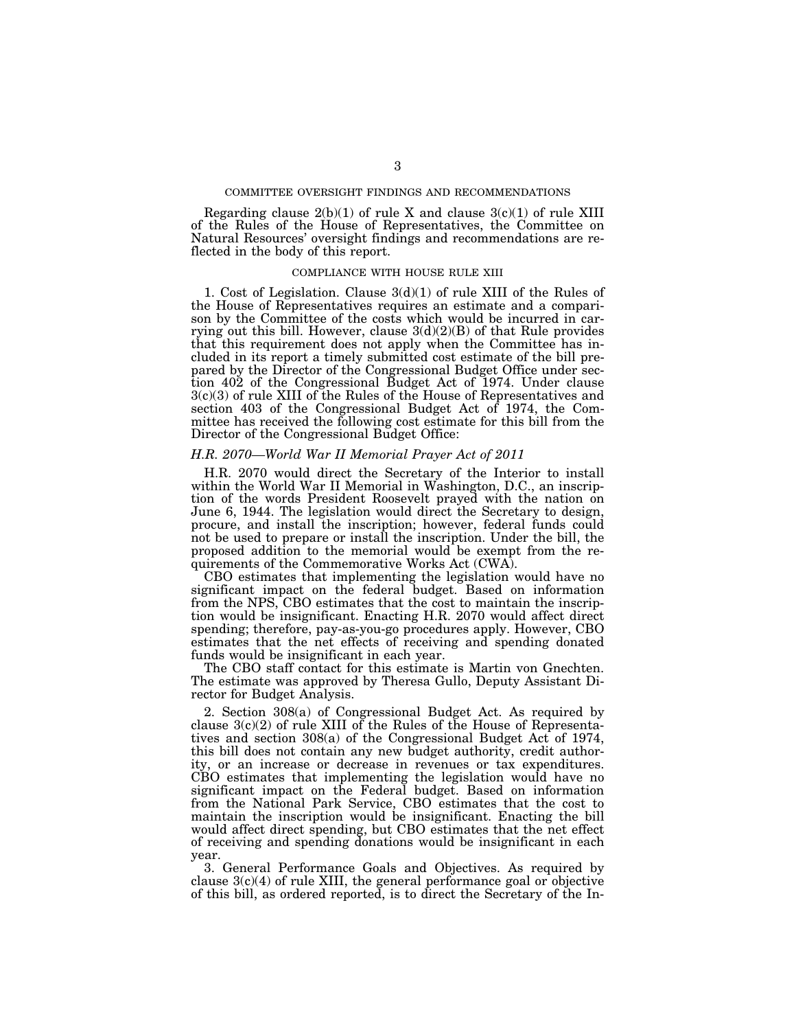## COMMITTEE OVERSIGHT FINDINGS AND RECOMMENDATIONS

Regarding clause 2(b)(1) of rule X and clause 3(c)(1) of rule XIII of the Rules of the House of Representatives, the Committee on Natural Resources' oversight findings and recommendations are reflected in the body of this report.

## COMPLIANCE WITH HOUSE RULE XIII

1. Cost of Legislation. Clause 3(d)(1) of rule XIII of the Rules of the House of Representatives requires an estimate and a comparison by the Committee of the costs which would be incurred in carrying out this bill. However, clause 3(d)(2)(B) of that Rule provides that this requirement does not apply when the Committee has included in its report a timely submitted cost estimate of the bill prepared by the Director of the Congressional Budget Office under section 402 of the Congressional Budget Act of 1974. Under clause 3(c)(3) of rule XIII of the Rules of the House of Representatives and section 403 of the Congressional Budget Act of 1974, the Committee has received the following cost estimate for this bill from the Director of the Congressional Budget Office:

*H.R. 2070—World War II Memorial Prayer Act of 2011*

H.R. 2070 would direct the Secretary of the Interior to install within the World War II Memorial in Washington, D.C., an inscription of the words President Roosevelt prayed with the nation on June 6, 1944. The legislation would direct the Secretary to design, procure, and install the inscription; however, federal funds could not be used to prepare or install the inscription. Under the bill, the proposed addition to the memorial would be exempt from the requirements of the Commemorative Works Act (CWA).

CBO estimates that implementing the legislation would have no significant impact on the federal budget. Based on information from the NPS, CBO estimates that the cost to maintain the inscription would be insignificant. Enacting H.R. 2070 would affect direct spending; therefore, pay-as-you-go procedures apply. However, CBO estimates that the net effects of receiving and spending donated funds would be insignificant in each year.

The CBO staff contact for this estimate is Martin von Gnechten. The estimate was approved by Theresa Gullo, Deputy Assistant Director for Budget Analysis.

2. Section 308(a) of Congressional Budget Act. As required by clause 3(c)(2) of rule XIII of the Rules of the House of Representatives and section 308(a) of the Congressional Budget Act of 1974, this bill does not contain any new budget authority, credit authority, or an increase or decrease in revenues or tax expenditures. CBO estimates that implementing the legislation would have no significant impact on the Federal budget. Based on information from the National Park Service, CBO estimates that the cost to maintain the inscription would be insignificant. Enacting the bill would affect direct spending, but CBO estimates that the net effect of receiving and spending donations would be insignificant in each year.

3. General Performance Goals and Objectives. As required by clause 3(c)(4) of rule XIII, the general performance goal or objective of this bill, as ordered reported, is to direct the Secretary of the In-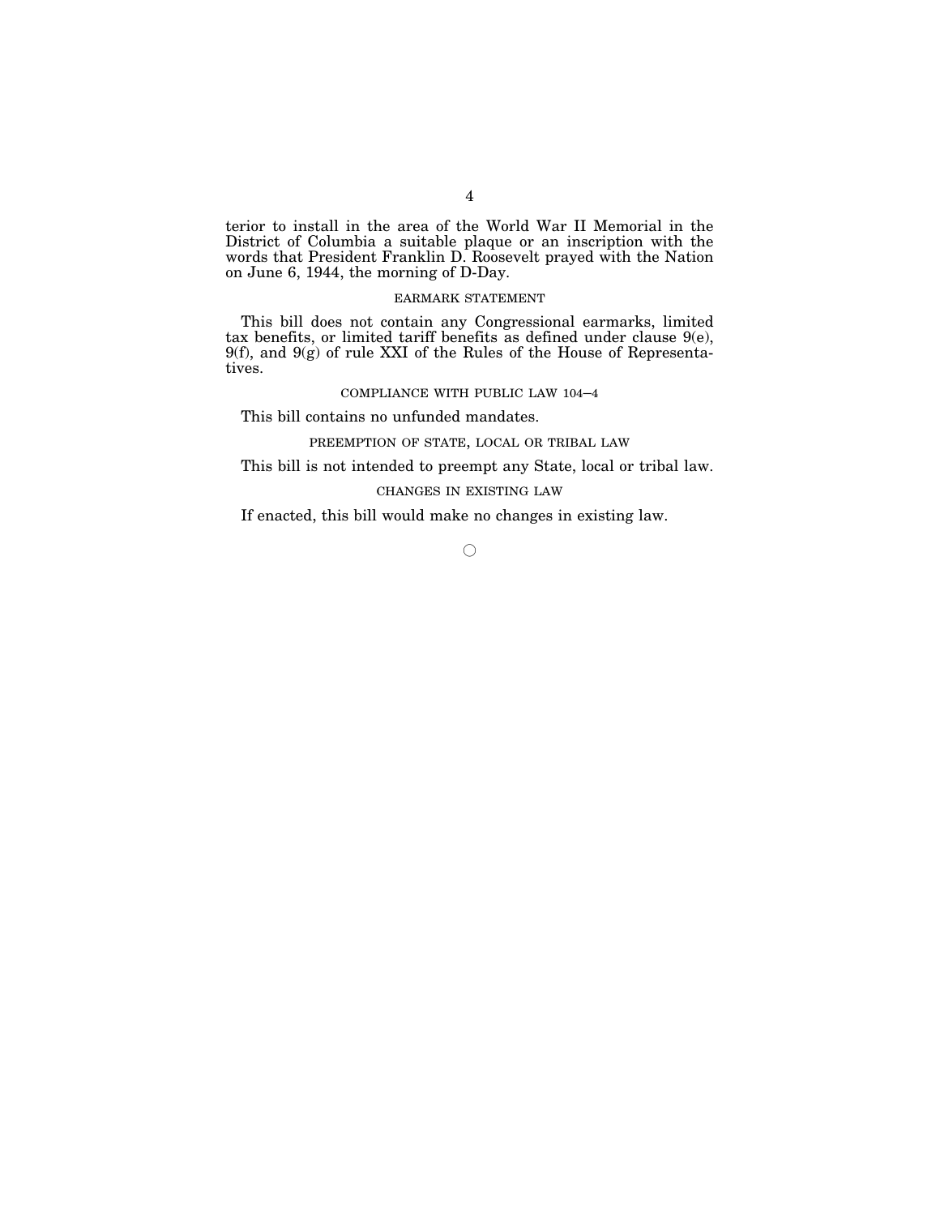terior to install in the area of the World War II Memorial in the District of Columbia a suitable plaque or an inscription with the words that President Franklin D. Roosevelt prayed with the Nation on June 6, 1944, the morning of D-Day.

## EARMARK STATEMENT

This bill does not contain any Congressional earmarks, limited tax benefits, or limited tariff benefits as defined under clause 9(e), 9(f), and 9(g) of rule XXI of the Rules of the House of Representatives.

## COMPLIANCE WITH PUBLIC LAW 104–4

This bill contains no unfunded mandates.

## PREEMPTION OF STATE, LOCAL OR TRIBAL LAW

This bill is not intended to preempt any State, local or tribal law.

## CHANGES IN EXISTING LAW

If enacted, this bill would make no changes in existing law.

○